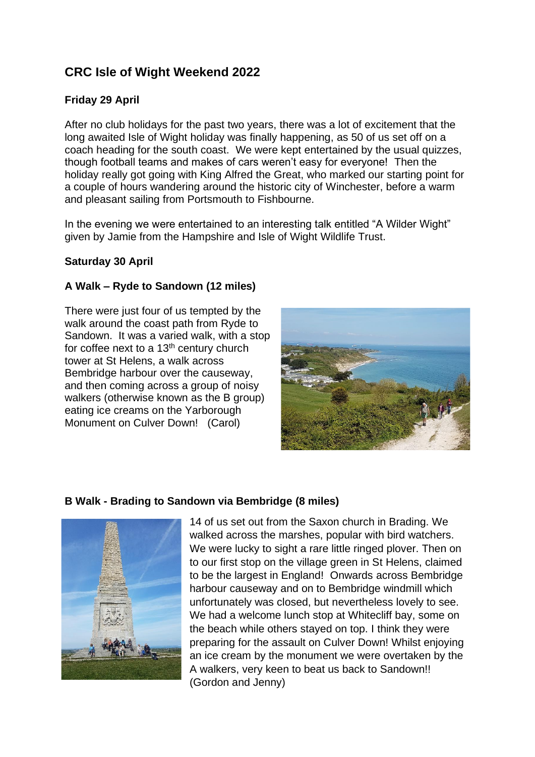# CRC Isle of Wight Weekend 2022

### Friday 29 April

After no club holidays for the past two years, there was a lot of excitement that the long awaited Isle of Wight holiday was finally happening, as 50 of us set off on a coach heading for the south coast. We were kept entertained by the usual quizzes, though football teams and makes of cars weren't easy for everyone! Then the holiday really got going with King Alfred the Great, who marked our starting point for a couple of hours wandering around the historic city of Winchester, before a warm and pleasant sailing from Portsmouth to Fishbourne.

In the evening we were entertained to an interesting talk entitled "A Wilder Wight" given by Jamie from the Hampshire and Isle of Wight Wildlife Trust.

### Saturday 30 April

### A Walk – Ryde to Sandown (12 miles)

There were just four of us tempted by the walk around the coast path from Ryde to Sandown. It was a varied walk, with a stop for coffee next to a 13th century church tower at St Helens, a walk across Bembridge harbour over the causeway, and then coming across a group of noisy walkers (otherwise known as the B group) eating ice creams on the Yarborough Monument on Culver Down! (Carol)

### B Walk - Brading to Sandown via Bembridge (8 miles)

14 of us set out from the Saxon church in Brading. We walked across the marshes, popular with bird watchers. We were lucky to sight a rare little ringed plover. Then on to our first stop on the village green in St Helens, claimed to be the largest in England! Onwards across Bembridge harbour causeway and on to Bembridge windmill which unfortunately was closed, but nevertheless lovely to see. We had a welcome lunch stop at Whitecliff bay, some on the beach while others stayed on top. I think they were preparing for the assault on Culver Down! Whilst enjoying an ice cream by the monument we were overtaken by the A walkers, very keen to beat us back to Sandown!! (Gordon and Jenny)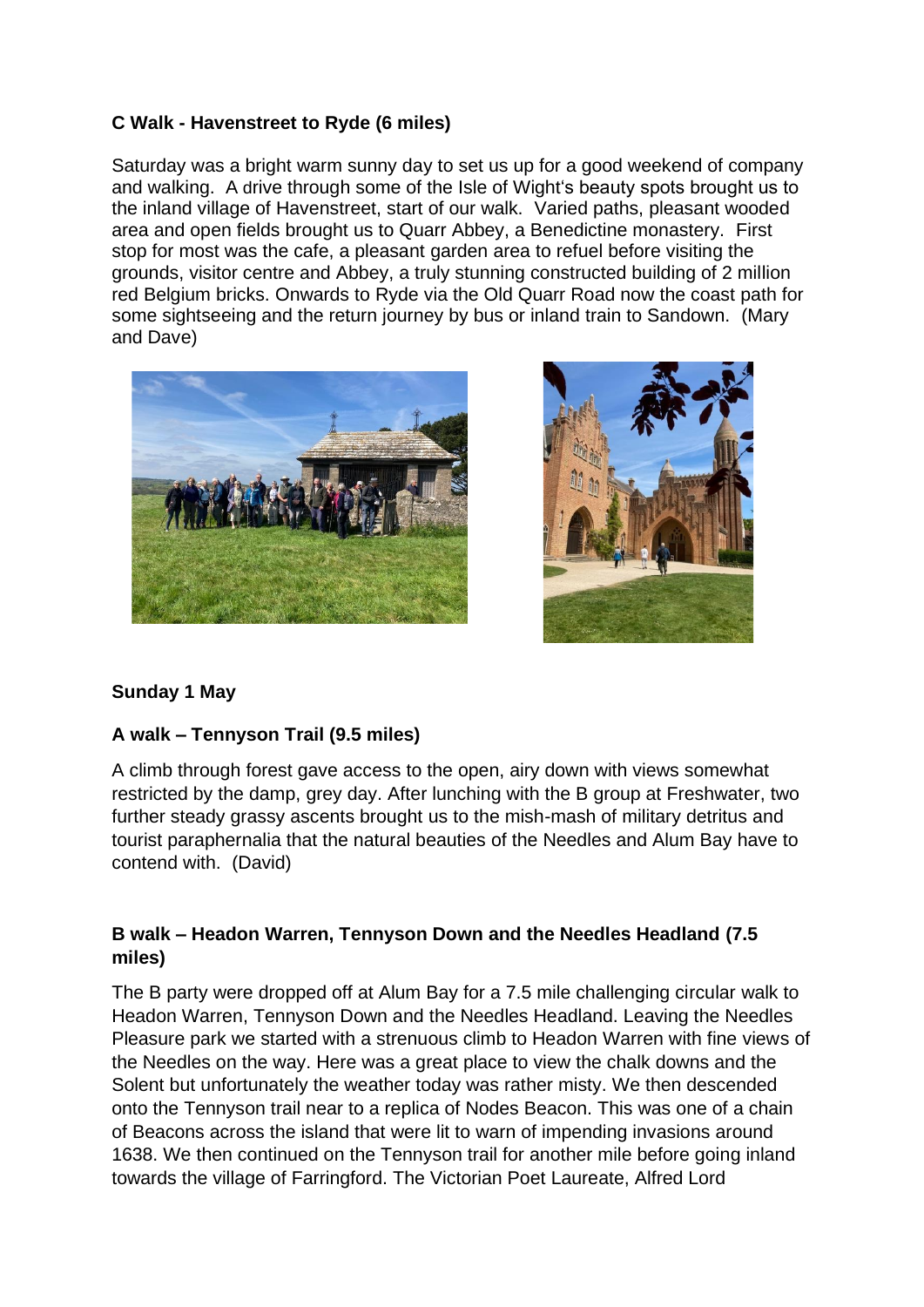**C Walk - Havenstreet to Ryde (6 miles)**

Saturday was a bright warm sunny day to set us up for a good weekend of company and walking. A drive through some of the Isle of Wight's beauty spots brought us to the inland village of Havenstreet, start of our walk. Varied paths, pleasant wooded area and open fields brought us to Quarr Abbey, a Benedictine monastery. First stop for most was the cafe, a pleasant garden area to refuel before visiting the grounds, visitor centre and Abbey, a truly stunning constructed building of 2 million red Belgium bricks. Onwards to Ryde via the Old Quarr Road now the coast path for some sightseeing and the return journey by bus or inland train to Sandown. (Mary and Dave)

**Sunday 1 May**

**A walk – Tennyson Trail (9.5 miles)**

A climb through forest gave access to the open, airy down with views somewhat restricted by the damp, grey day. After lunching with the B group at Freshwater, two further steady grassy ascents brought us to the mish-mash of military detritus and tourist paraphernalia that the natural beauties of the Needles and Alum Bay have to contend with. (David)

**B walk – Headon Warren, Tennyson Down and the Needles Headland (7.5 miles)**

The B party were dropped off at Alum Bay for a 7.5 mile challenging circular walk to Headon Warren, Tennyson Down and the Needles Headland. Leaving the Needles Pleasure park we started with a strenuous climb to Headon Warren with fine views of the Needles on the way. Here was a great place to view the chalk downs and the Solent but unfortunately the weather today was rather misty. We then descended onto the Tennyson trail near to a replica of Nodes Beacon. This was one of a chain of Beacons across the island that were lit to warn of impending invasions around 1638. We then continued on the Tennyson trail for another mile before going inland towards the village of Farringford. The Victorian Poet Laureate, Alfred Lord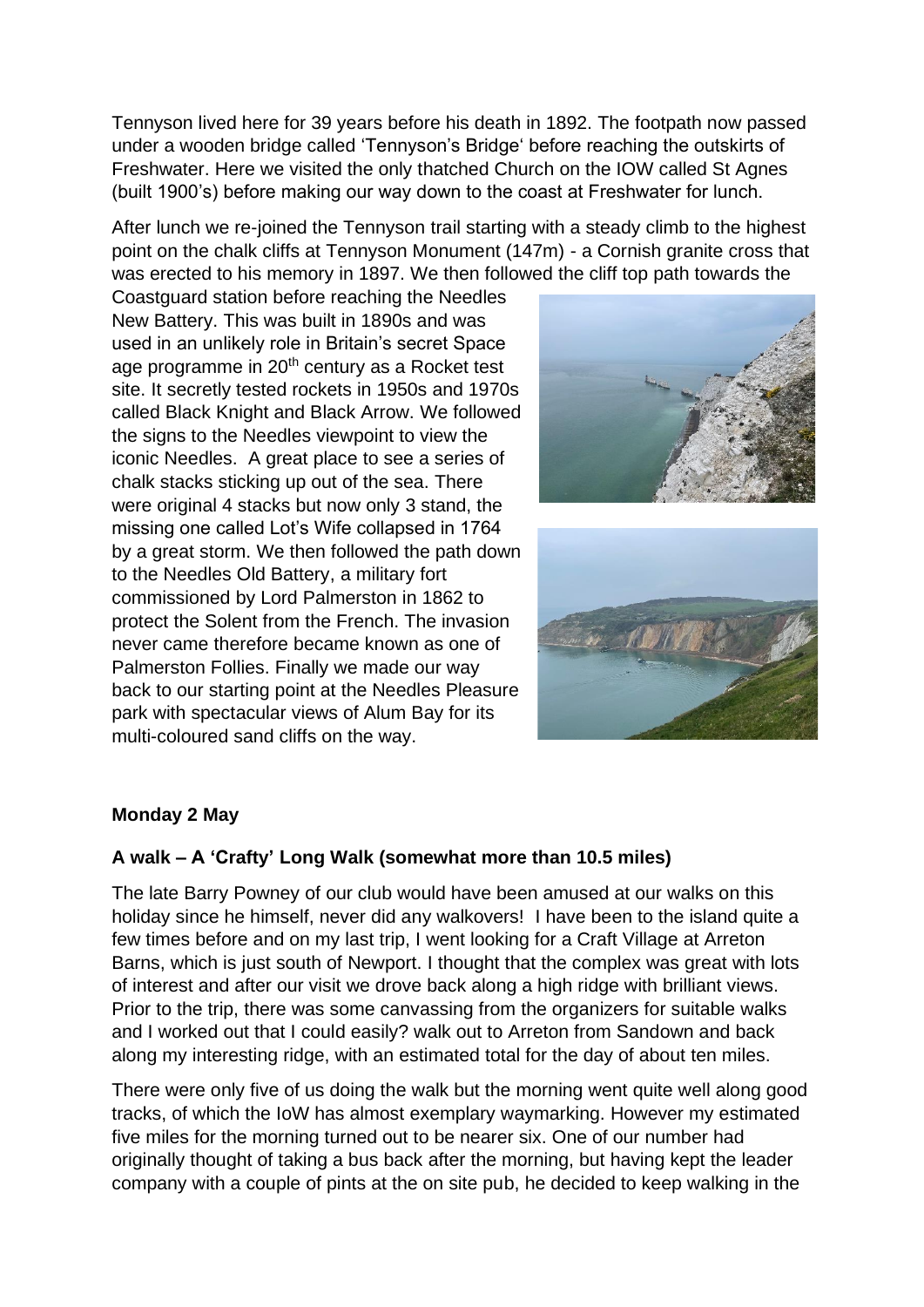Tennyson lived here for 39 years before his death in 1892. The footpath now passed under a wooden bridge called 'Tennyson's Bridge' before reaching the outskirts of Freshwater. Here we visited the only thatched Church on the IOW called St Agnes (built 1900's) before making our way down to the coast at Freshwater for lunch.

After lunch we re-joined the Tennyson trail starting with a steady climb to the highest point on the chalk cliffs at Tennyson Monument (147m) - a Cornish granite cross that was erected to his memory in 1897. We then followed the cliff top path towards the Coastguard station before reaching the Needles New Battery. This was built in 1890s and was used in an unlikely role in Britain's secret Space age programme in 20th century as a Rocket test site. It secretly tested rockets in 1950s and 1970s called Black Knight and Black Arrow. We followed the signs to the Needles viewpoint to view the iconic Needles. A great place to see a series of chalk stacks sticking up out of the sea. There were original 4 stacks but now only 3 stand, the missing one called Lot's Wife collapsed in 1764 by a great storm. We then followed the path down to the Needles Old Battery, a military fort commissioned by Lord Palmerston in 1862 to protect the Solent from the French. The invasion never came therefore became known as one of Palmerston Follies. Finally we made our way back to our starting point at the Needles Pleasure park with spectacular views of Alum Bay for its multi-coloured sand cliffs on the way.

**Monday 2 May**

**A walk – A 'Crafty' Long Walk (somewhat more than 10.5 miles)**

The late Barry Powney of our club would have been amused at our walks on this holiday since he himself, never did any walkovers! I have been to the island quite a few times before and on my last trip, I went looking for a Craft Village at Arreton Barns, which is just south of Newport. I thought that the complex was great with lots of interest and after our visit we drove back along a high ridge with brilliant views. Prior to the trip, there was some canvassing from the organizers for suitable walks and I worked out that I could easily? walk out to Arreton from Sandown and back along my interesting ridge, with an estimated total for the day of about ten miles.

There were only five of us doing the walk but the morning went quite well along good tracks, of which the IoW has almost exemplary waymarking. However my estimated five miles for the morning turned out to be nearer six. One of our number had originally thought of taking a bus back after the morning, but having kept the leader company with a couple of pints at the on site pub, he decided to keep walking in the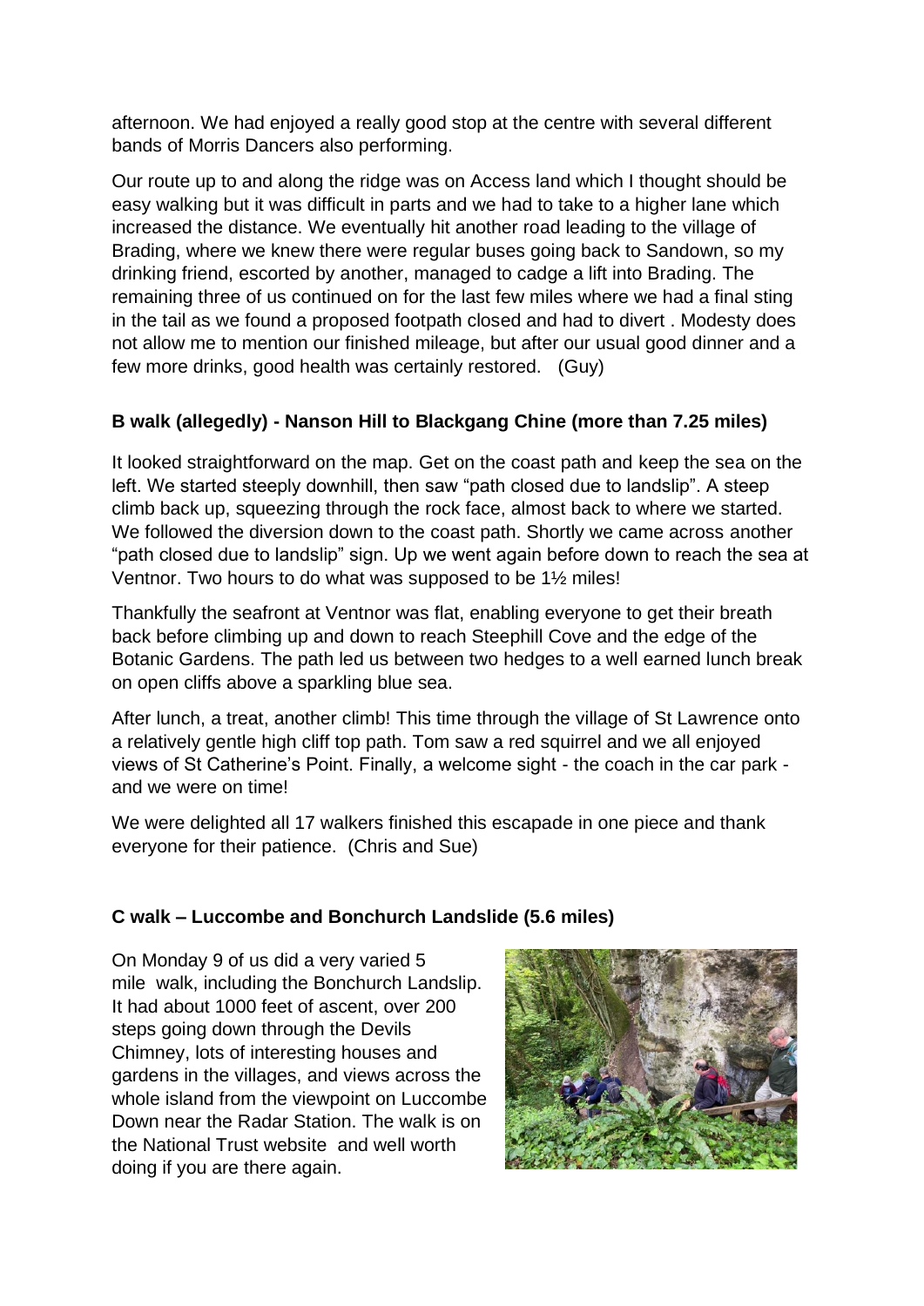afternoon. We had enjoyed a really good stop at the centre with several different bands of Morris Dancers also performing.

Our route up to and along the ridge was on Access land which I thought should be easy walking but it was difficult in parts and we had to take to a higher lane which increased the distance. We eventually hit another road leading to the village of Brading, where we knew there were regular buses going back to Sandown, so my drinking friend, escorted by another, managed to cadge a lift into Brading. The remaining three of us continued on for the last few miles where we had a final sting in the tail as we found a proposed footpath closed and had to divert . Modesty does not allow me to mention our finished mileage, but after our usual good dinner and a few more drinks, good health was certainly restored. (Guy)

### B walk (allegedly) - Nanson Hill to Blackgang Chine (more than 7.25 miles)

It looked straightforward on the map. Get on the coast path and keep the sea on the left. We started steeply downhill, then saw "path closed due to landslip". A steep climb back up, squeezing through the rock face, almost back to where we started. We followed the diversion down to the coast path. Shortly we came across another "path closed due to landslip" sign. Up we went again before down to reach the sea at Ventnor. Two hours to do what was supposed to be 1½ miles!

Thankfully the seafront at Ventnor was flat, enabling everyone to get their breath back before climbing up and down to reach Steephill Cove and the edge of the Botanic Gardens. The path led us between two hedges to a well earned lunch break on open cliffs above a sparkling blue sea.

After lunch, a treat, another climb! This time through the village of St Lawrence onto a relatively gentle high cliff top path. Tom saw a red squirrel and we all enjoyed views of St Catherine's Point. Finally, a welcome sight - the coach in the car park - and we were on time!

We were delighted all 17 walkers finished this escapade in one piece and thank everyone for their patience. (Chris and Sue)

### C walk – Luccombe and Bonchurch Landslide (5.6 miles)

On Monday 9 of us did a very varied 5 mile walk, including the Bonchurch Landslip. It had about 1000 feet of ascent, over 200 steps going down through the Devils Chimney, lots of interesting houses and gardens in the villages, and views across the whole island from the viewpoint on Luccombe Down near the Radar Station. The walk is on the National Trust website and well worth doing if you are there again.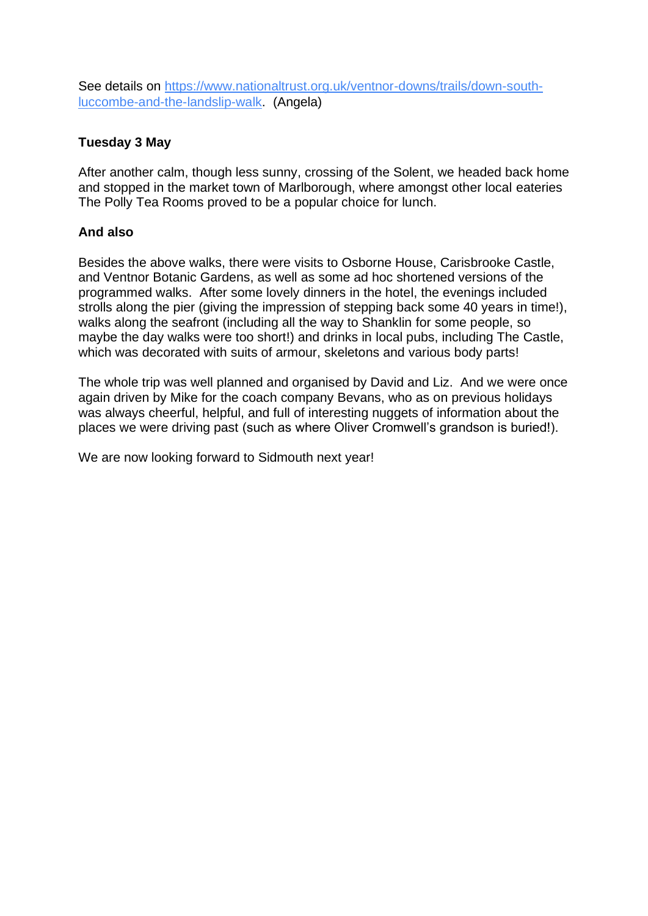See details on [https://www.nationaltrust.org.uk/ventnor-downs/trails/down-south-luccombe-and-the-landslip-walk](https://www.nationaltrust.org.uk/ventnor-downs/trails/down-south-luccombe-and-the-landslip-walk). (Angela)

**Tuesday 3 May**

After another calm, though less sunny, crossing of the Solent, we headed back home and stopped in the market town of Marlborough, where amongst other local eateries The Polly Tea Rooms proved to be a popular choice for lunch.

**And also**

Besides the above walks, there were visits to Osborne House, Carisbrooke Castle, and Ventnor Botanic Gardens, as well as some ad hoc shortened versions of the programmed walks. After some lovely dinners in the hotel, the evenings included strolls along the pier (giving the impression of stepping back some 40 years in time!), walks along the seafront (including all the way to Shanklin for some people, so maybe the day walks were too short!) and drinks in local pubs, including The Castle, which was decorated with suits of armour, skeletons and various body parts!

The whole trip was well planned and organised by David and Liz. And we were once again driven by Mike for the coach company Bevans, who as on previous holidays was always cheerful, helpful, and full of interesting nuggets of information about the places we were driving past (such as where Oliver Cromwell's grandson is buried!).

We are now looking forward to Sidmouth next year!